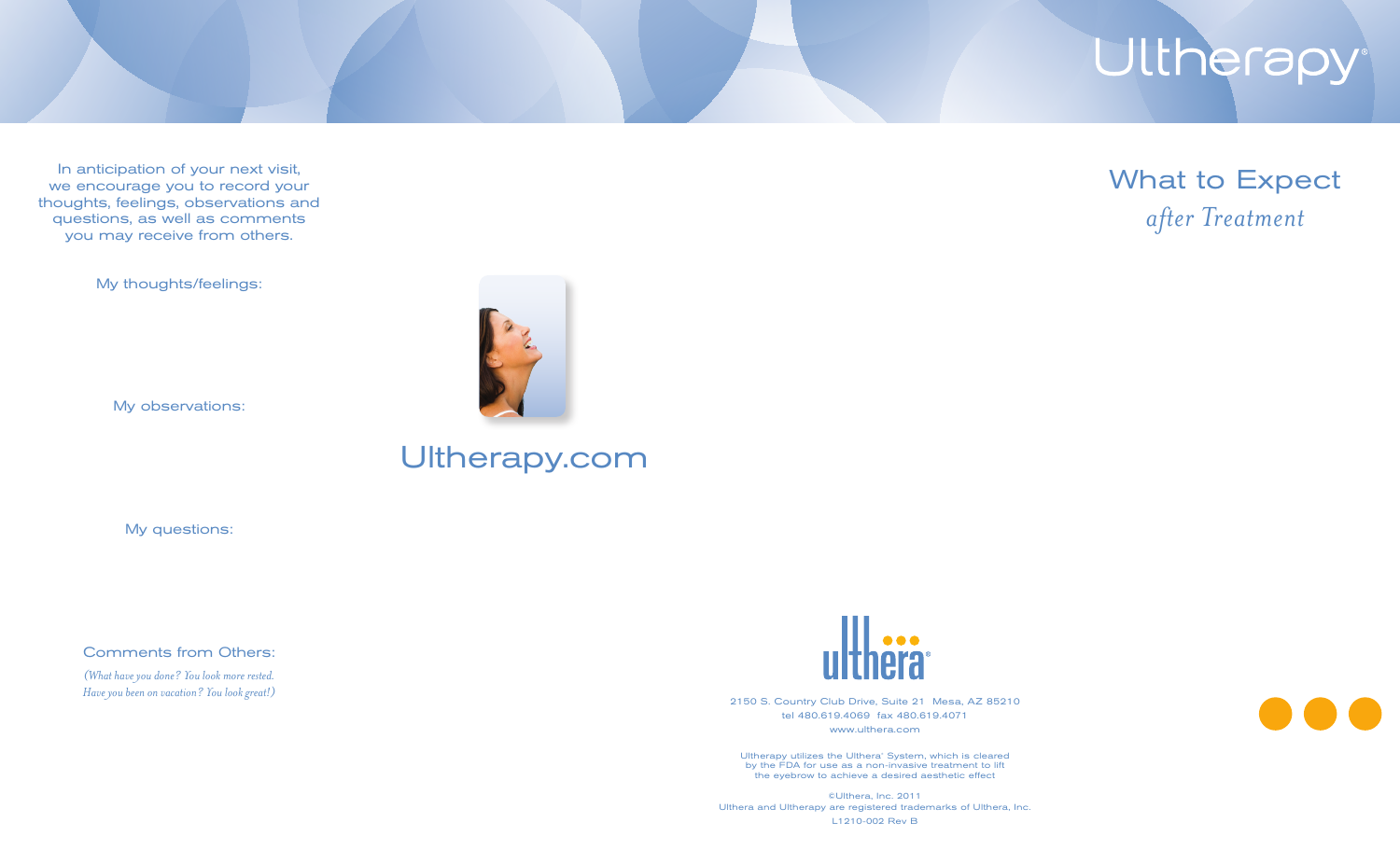In anticipation of your next visit, we encourage you to record your thoughts, feelings, observations and questions, as well as comments you may receive from others.

My thoughts/feelings:

My observations:

My questions:

Comments from Others:

*(What have you done? You look more rested. Have you been on vacation? You look great!)*

Ultherapy.com

ulthera

2150 S. Country Club Drive, Suite 21 Mesa, AZ 85210
tel 480.619.4069 fax 480.619.4071
www.ulthera.com

Ultherapy utilizes the Ulthera® System, which is cleared by the FDA for use as a non-invasive treatment to lift the eyebrow to achieve a desired aesthetic effect

©Ulthera, Inc. 2011
Ulthera and Ultherapy are registered trademarks of Ulthera, Inc.
L1210-002 Rev B

Ultherapy®

# What to Expect

## *after Treatment*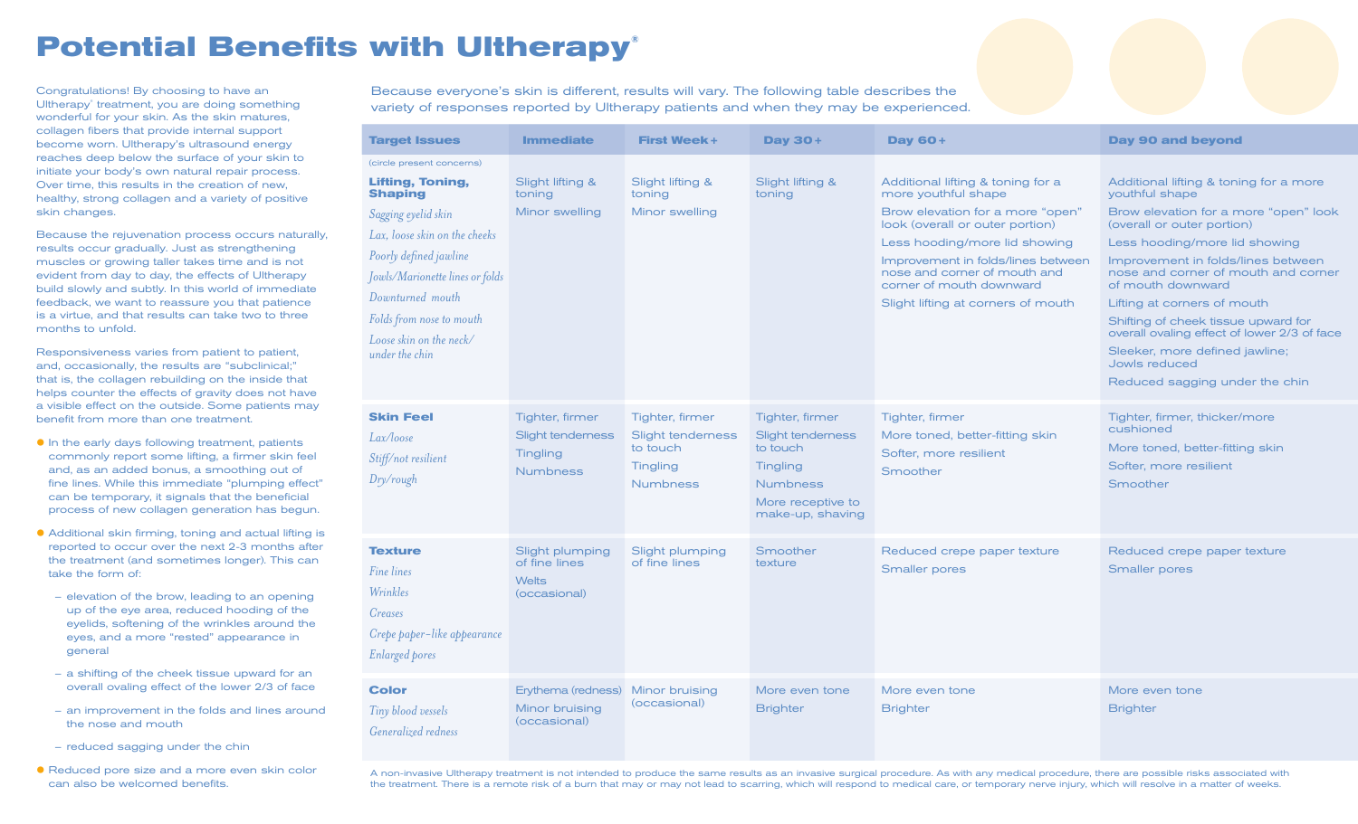# Potential Benefits with Ultherapy®

Congratulations! By choosing to have an Ultherapy® treatment, you are doing something wonderful for your skin. As the skin matures, collagen fibers that provide internal support become worn. Ultherapy's ultrasound energy reaches deep below the surface of your skin to initiate your body's own natural repair process. Over time, this results in the creation of new, healthy, strong collagen and a variety of positive skin changes.

Because the rejuvenation process occurs naturally, results occur gradually. Just as strengthening muscles or growing taller takes time and is not evident from day to day, the effects of Ultherapy build slowly and subtly. In this world of immediate feedback, we want to reassure you that patience is a virtue, and that results can take two to three months to unfold.

Responsiveness varies from patient to patient, and, occasionally, the results are "subclinical;" that is, the collagen rebuilding on the inside that helps counter the effects of gravity does not have a visible effect on the outside. Some patients may benefit from more than one treatment.

- In the early days following treatment, patients commonly report some lifting, a firmer skin feel and, as an added bonus, a smoothing out of fine lines. While this immediate "plumping effect" can be temporary, it signals that the beneficial process of new collagen generation has begun.
- Additional skin firming, toning and actual lifting is reported to occur over the next 2-3 months after the treatment (and sometimes longer). This can take the form of:
  - elevation of the brow, leading to an opening up of the eye area, reduced hooding of the eyelids, softening of the wrinkles around the eyes, and a more "rested" appearance in general
  - a shifting of the cheek tissue upward for an overall ovaling effect of the lower 2/3 of face
  - an improvement in the folds and lines around the nose and mouth
  - reduced sagging under the chin
- Reduced pore size and a more even skin color can also be welcomed benefits.

Because everyone's skin is different, results will vary. The following table describes the variety of responses reported by Ultherapy patients and when they may be experienced.

| Target Issues (circle present concerns) | Immediate | First Week+ | Day 30+ | Day 60+ | Day 90 and beyond |
|---|---|---|---|---|---|
| **Lifting, Toning, Shaping**<br>*Sagging eyelid skin*<br>*Lax, loose skin on the cheeks*<br>*Poorly defined jawline*<br>*Jowls/Marionette lines or folds*<br>*Downturned mouth*<br>*Folds from nose to mouth*<br>*Loose skin on the neck/ under the chin* | Slight lifting & toning<br>Minor swelling | Slight lifting & toning<br>Minor swelling | Slight lifting & toning | Additional lifting & toning for a more youthful shape<br>Brow elevation for a more "open" look (overall or outer portion)<br>Less hooding/more lid showing<br>Improvement in folds/lines between nose and corner of mouth and corner of mouth downward<br>Slight lifting at corners of mouth | Additional lifting & toning for a more youthful shape<br>Brow elevation for a more "open" look (overall or outer portion)<br>Less hooding/more lid showing<br>Improvement in folds/lines between nose and corner of mouth and corner of mouth downward<br>Lifting at corners of mouth<br>Shifting of cheek tissue upward for overall ovaling effect of lower 2/3 of face<br>Sleeker, more defined jawline; Jowls reduced<br>Reduced sagging under the chin |
| **Skin Feel**<br>*Lax/loose*<br>*Stiff/not resilient*<br>*Dry/rough* | Tighter, firmer<br>Slight tenderness<br>Tingling<br>Numbness | Tighter, firmer<br>Slight tenderness to touch<br>Tingling<br>Numbness | Tighter, firmer<br>Slight tenderness to touch<br>Tingling<br>Numbness<br>More receptive to make-up, shaving | Tighter, firmer<br>More toned, better-fitting skin<br>Softer, more resilient<br>Smoother | Tighter, firmer, thicker/more cushioned<br>More toned, better-fitting skin<br>Softer, more resilient<br>Smoother |
| **Texture**<br>*Fine lines*<br>*Wrinkles*<br>*Creases*<br>*Crepe paper-like appearance*<br>*Enlarged pores* | Slight plumping of fine lines<br>Welts (occasional) | Slight plumping of fine lines | Smoother texture | Reduced crepe paper texture<br>Smaller pores | Reduced crepe paper texture<br>Smaller pores |
| **Color**<br>*Tiny blood vessels*<br>*Generalized redness* | Erythema (redness)<br>Minor bruising (occasional) | Minor bruising (occasional) | More even tone<br>Brighter | More even tone<br>Brighter | More even tone<br>Brighter |

A non-invasive Ultherapy treatment is not intended to produce the same results as an invasive surgical procedure. As with any medical procedure, there are possible risks associated with the treatment. There is a remote risk of a burn that may or may not lead to scarring, which will respond to medical care, or temporary nerve injury, which will resolve in a matter of weeks.